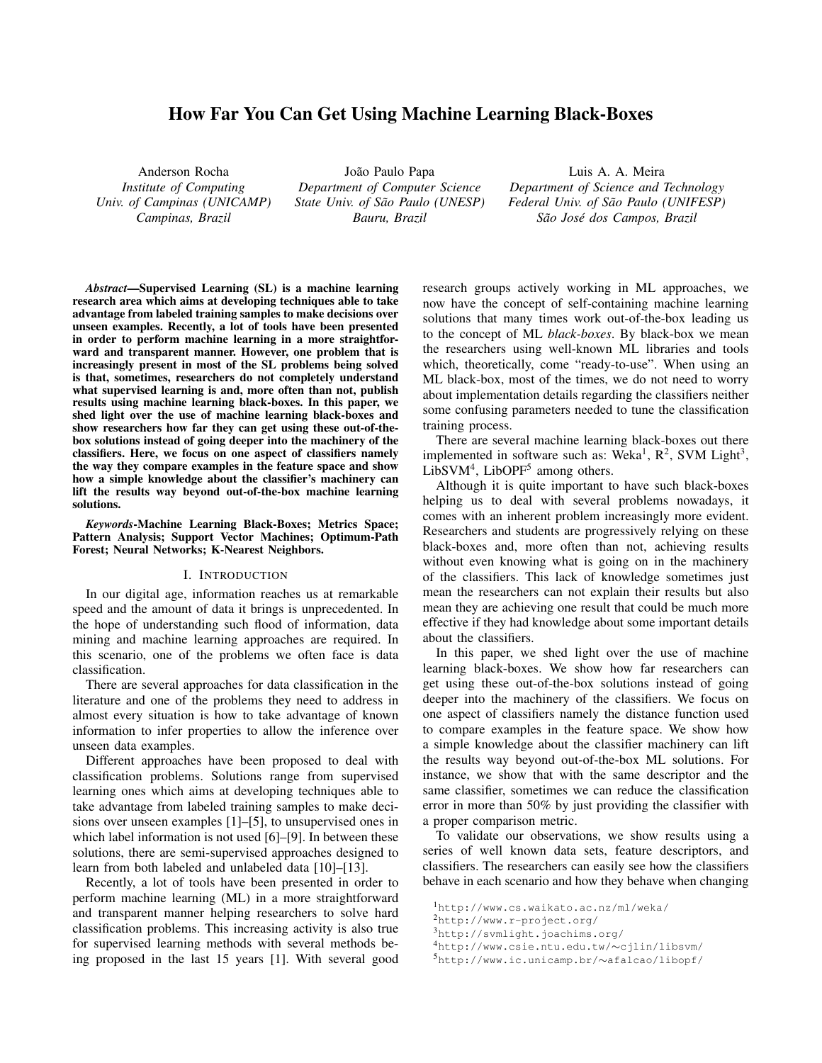# How Far You Can Get Using Machine Learning Black-Boxes

Anderson Rocha
*Institute of Computing*
*Univ. of Campinas (UNICAMP)*
*Campinas, Brazil*

João Paulo Papa
*Department of Computer Science*
*State Univ. of São Paulo (UNESP)*
*Bauru, Brazil*

Luis A. A. Meira
*Department of Science and Technology*
*Federal Univ. of São Paulo (UNIFESP)*
*São José dos Campos, Brazil*

***Abstract*—Supervised Learning (SL) is a machine learning research area which aims at developing techniques able to take advantage from labeled training samples to make decisions over unseen examples. Recently, a lot of tools have been presented in order to perform machine learning in a more straightforward and transparent manner. However, one problem that is increasingly present in most of the SL problems being solved is that, sometimes, researchers do not completely understand what supervised learning is and, more often than not, publish results using machine learning black-boxes. In this paper, we shed light over the use of machine learning black-boxes and show researchers how far they can get using these out-of-the-box solutions instead of going deeper into the machinery of the classifiers. Here, we focus on one aspect of classifiers namely the way they compare examples in the feature space and show how a simple knowledge about the classifier's machinery can lift the results way beyond out-of-the-box machine learning solutions.**

***Keywords*-Machine Learning Black-Boxes; Metrics Space; Pattern Analysis; Support Vector Machines; Optimum-Path Forest; Neural Networks; K-Nearest Neighbors.**

## I. Introduction

In our digital age, information reaches us at remarkable speed and the amount of data it brings is unprecedented. In the hope of understanding such flood of information, data mining and machine learning approaches are required. In this scenario, one of the problems we often face is data classification.

There are several approaches for data classification in the literature and one of the problems they need to address in almost every situation is how to take advantage of known information to infer properties to allow the inference over unseen data examples.

Different approaches have been proposed to deal with classification problems. Solutions range from supervised learning ones which aims at developing techniques able to take advantage from labeled training samples to make decisions over unseen examples [1]–[5], to unsupervised ones in which label information is not used [6]–[9]. In between these solutions, there are semi-supervised approaches designed to learn from both labeled and unlabeled data [10]–[13].

Recently, a lot of tools have been presented in order to perform machine learning (ML) in a more straightforward and transparent manner helping researchers to solve hard classification problems. This increasing activity is also true for supervised learning methods with several methods being proposed in the last 15 years [1]. With several good research groups actively working in ML approaches, we now have the concept of self-containing machine learning solutions that many times work out-of-the-box leading us to the concept of ML *black-boxes*. By black-box we mean the researchers using well-known ML libraries and tools which, theoretically, come "ready-to-use". When using an ML black-box, most of the times, we do not need to worry about implementation details regarding the classifiers neither some confusing parameters needed to tune the classification training process.

There are several machine learning black-boxes out there implemented in software such as: Weka[1], R[2], SVM Light[3], LibSVM[4], LibOPF[5] among others.

Although it is quite important to have such black-boxes helping us to deal with several problems nowadays, it comes with an inherent problem increasingly more evident. Researchers and students are progressively relying on these black-boxes and, more often than not, achieving results without even knowing what is going on in the machinery of the classifiers. This lack of knowledge sometimes just mean the researchers can not explain their results but also mean they are achieving one result that could be much more effective if they had knowledge about some important details about the classifiers.

In this paper, we shed light over the use of machine learning black-boxes. We show how far researchers can get using these out-of-the-box solutions instead of going deeper into the machinery of the classifiers. We focus on one aspect of classifiers namely the distance function used to compare examples in the feature space. We show how a simple knowledge about the classifier machinery can lift the results way beyond out-of-the-box ML solutions. For instance, we show that with the same descriptor and the same classifier, sometimes we can reduce the classification error in more than 50% by just providing the classifier with a proper comparison metric.

To validate our observations, we show results using a series of well known data sets, feature descriptors, and classifiers. The researchers can easily see how the classifiers behave in each scenario and how they behave when changing

[1] http://www.cs.waikato.ac.nz/ml/weka/
[2] http://www.r-project.org/
[3] http://svmlight.joachims.org/
[4] http://www.csie.ntu.edu.tw/∼cjlin/libsvm/
[5] http://www.ic.unicamp.br/∼afalcao/libopf/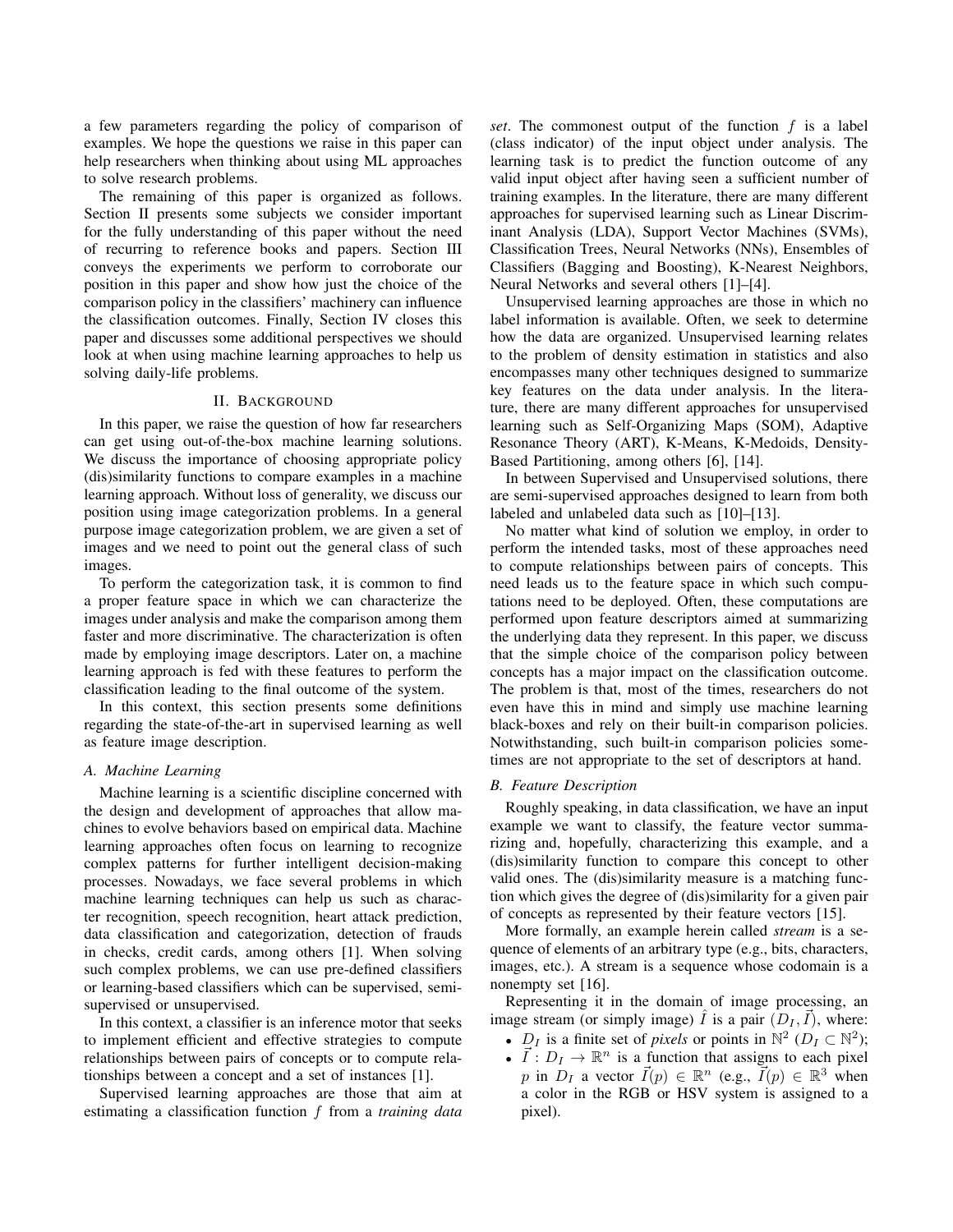a few parameters regarding the policy of comparison of examples. We hope the questions we raise in this paper can help researchers when thinking about using ML approaches to solve research problems.

The remaining of this paper is organized as follows. Section II presents some subjects we consider important for the fully understanding of this paper without the need of recurring to reference books and papers. Section III conveys the experiments we perform to corroborate our position in this paper and show how just the choice of the comparison policy in the classifiers' machinery can influence the classification outcomes. Finally, Section IV closes this paper and discusses some additional perspectives we should look at when using machine learning approaches to help us solving daily-life problems.

## II. Background

In this paper, we raise the question of how far researchers can get using out-of-the-box machine learning solutions. We discuss the importance of choosing appropriate policy (dis)similarity functions to compare examples in a machine learning approach. Without loss of generality, we discuss our position using image categorization problems. In a general purpose image categorization problem, we are given a set of images and we need to point out the general class of such images.

To perform the categorization task, it is common to find a proper feature space in which we can characterize the images under analysis and make the comparison among them faster and more discriminative. The characterization is often made by employing image descriptors. Later on, a machine learning approach is fed with these features to perform the classification leading to the final outcome of the system.

In this context, this section presents some definitions regarding the state-of-the-art in supervised learning as well as feature image description.

### A. Machine Learning

Machine learning is a scientific discipline concerned with the design and development of approaches that allow machines to evolve behaviors based on empirical data. Machine learning approaches often focus on learning to recognize complex patterns for further intelligent decision-making processes. Nowadays, we face several problems in which machine learning techniques can help us such as character recognition, speech recognition, heart attack prediction, data classification and categorization, detection of frauds in checks, credit cards, among others [1]. When solving such complex problems, we can use pre-defined classifiers or learning-based classifiers which can be supervised, semi-supervised or unsupervised.

In this context, a classifier is an inference motor that seeks to implement efficient and effective strategies to compute relationships between pairs of concepts or to compute relationships between a concept and a set of instances [1].

Supervised learning approaches are those that aim at estimating a classification function $f$ from a *training data set*. The commonest output of the function $f$ is a label (class indicator) of the input object under analysis. The learning task is to predict the function outcome of any valid input object after having seen a sufficient number of training examples. In the literature, there are many different approaches for supervised learning such as Linear Discriminant Analysis (LDA), Support Vector Machines (SVMs), Classification Trees, Neural Networks (NNs), Ensembles of Classifiers (Bagging and Boosting), K-Nearest Neighbors, Neural Networks and several others [1]–[4].

Unsupervised learning approaches are those in which no label information is available. Often, we seek to determine how the data are organized. Unsupervised learning relates to the problem of density estimation in statistics and also encompasses many other techniques designed to summarize key features on the data under analysis. In the literature, there are many different approaches for unsupervised learning such as Self-Organizing Maps (SOM), Adaptive Resonance Theory (ART), K-Means, K-Medoids, Density-Based Partitioning, among others [6], [14].

In between Supervised and Unsupervised solutions, there are semi-supervised approaches designed to learn from both labeled and unlabeled data such as [10]–[13].

No matter what kind of solution we employ, in order to perform the intended tasks, most of these approaches need to compute relationships between pairs of concepts. This need leads us to the feature space in which such computations need to be deployed. Often, these computations are performed upon feature descriptors aimed at summarizing the underlying data they represent. In this paper, we discuss that the simple choice of the comparison policy between concepts has a major impact on the classification outcome. The problem is that, most of the times, researchers do not even have this in mind and simply use machine learning black-boxes and rely on their built-in comparison policies. Notwithstanding, such built-in comparison policies sometimes are not appropriate to the set of descriptors at hand.

### B. Feature Description

Roughly speaking, in data classification, we have an input example we want to classify, the feature vector summarizing and, hopefully, characterizing this example, and a (dis)similarity function to compare this concept to other valid ones. The (dis)similarity measure is a matching function which gives the degree of (dis)similarity for a given pair of concepts as represented by their feature vectors [15].

More formally, an example herein called *stream* is a sequence of elements of an arbitrary type (e.g., bits, characters, images, etc.). A stream is a sequence whose codomain is a nonempty set [16].

Representing it in the domain of image processing, an image stream (or simply image) $\hat{I}$ is a pair $(D_I, \vec{I})$, where:

- $D_I$ is a finite set of *pixels* or points in $\mathbb{N}^2$ ($D_I \subset \mathbb{N}^2$);
- $\vec{I} : D_I \rightarrow \mathbb{R}^n$ is a function that assigns to each pixel $p$ in $D_I$ a vector $\vec{I}(p) \in \mathbb{R}^n$ (e.g., $\vec{I}(p) \in \mathbb{R}^3$ when a color in the RGB or HSV system is assigned to a pixel).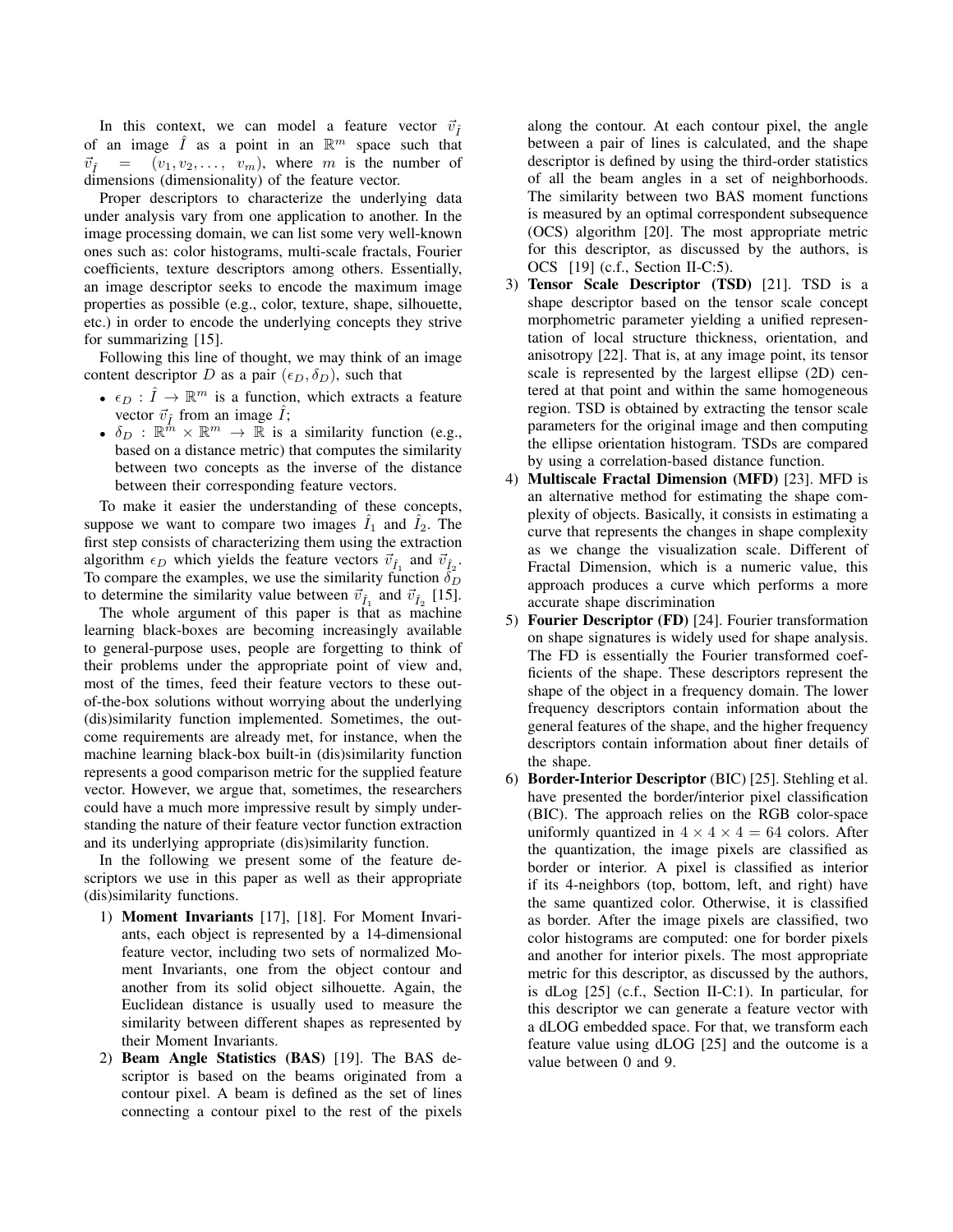In this context, we can model a feature vector $\vec{v}_{\hat{I}}$ of an image $\hat{I}$ as a point in an $\mathbb{R}^m$ space such that $\vec{v}_{\hat{I}} = (v_1, v_2, \ldots, v_m)$, where $m$ is the number of dimensions (dimensionality) of the feature vector.

Proper descriptors to characterize the underlying data under analysis vary from one application to another. In the image processing domain, we can list some very well-known ones such as: color histograms, multi-scale fractals, Fourier coefficients, texture descriptors among others. Essentially, an image descriptor seeks to encode the maximum image properties as possible (e.g., color, texture, shape, silhouette, etc.) in order to encode the underlying concepts they strive for summarizing [15].

Following this line of thought, we may think of an image content descriptor $D$ as a pair $(\epsilon_D, \delta_D)$, such that

- $\epsilon_D : \hat{I} \rightarrow \mathbb{R}^m$ is a function, which extracts a feature vector $\vec{v}_{\hat{I}}$ from an image $\hat{I}$;
- $\delta_D : \mathbb{R}^m \times \mathbb{R}^m \rightarrow \mathbb{R}$ is a similarity function (e.g., based on a distance metric) that computes the similarity between two concepts as the inverse of the distance between their corresponding feature vectors.

To make it easier the understanding of these concepts, suppose we want to compare two images $\hat{I}_1$ and $\hat{I}_2$. The first step consists of characterizing them using the extraction algorithm $\epsilon_D$ which yields the feature vectors $\vec{v}_{\hat{I}_1}$ and $\vec{v}_{\hat{I}_2}$. To compare the examples, we use the similarity function $\delta_D$ to determine the similarity value between $\vec{v}_{\hat{I}_1}$ and $\vec{v}_{\hat{I}_2}$ [15].

The whole argument of this paper is that as machine learning black-boxes are becoming increasingly available to general-purpose uses, people are forgetting to think of their problems under the appropriate point of view and, most of the times, feed their feature vectors to these out-of-the-box solutions without worrying about the underlying (dis)similarity function implemented. Sometimes, the outcome requirements are already met, for instance, when the machine learning black-box built-in (dis)similarity function represents a good comparison metric for the supplied feature vector. However, we argue that, sometimes, the researchers could have a much more impressive result by simply understanding the nature of their feature vector function extraction and its underlying appropriate (dis)similarity function.

In the following we present some of the feature descriptors we use in this paper as well as their appropriate (dis)similarity functions.

1) **Moment Invariants** [17], [18]. For Moment Invariants, each object is represented by a 14-dimensional feature vector, including two sets of normalized Moment Invariants, one from the object contour and another from its solid object silhouette. Again, the Euclidean distance is usually used to measure the similarity between different shapes as represented by their Moment Invariants.
2) **Beam Angle Statistics (BAS)** [19]. The BAS descriptor is based on the beams originated from a contour pixel. A beam is defined as the set of lines connecting a contour pixel to the rest of the pixels along the contour. At each contour pixel, the angle between a pair of lines is calculated, and the shape descriptor is defined by using the third-order statistics of all the beam angles in a set of neighborhoods. The similarity between two BAS moment functions is measured by an optimal correspondent subsequence (OCS) algorithm [20]. The most appropriate metric for this descriptor, as discussed by the authors, is OCS [19] (c.f., Section II-C:5).
3) **Tensor Scale Descriptor (TSD)** [21]. TSD is a shape descriptor based on the tensor scale concept morphometric parameter yielding a unified representation of local structure thickness, orientation, and anisotropy [22]. That is, at any image point, its tensor scale is represented by the largest ellipse (2D) centered at that point and within the same homogeneous region. TSD is obtained by extracting the tensor scale parameters for the original image and then computing the ellipse orientation histogram. TSDs are compared by using a correlation-based distance function.
4) **Multiscale Fractal Dimension (MFD)** [23]. MFD is an alternative method for estimating the shape complexity of objects. Basically, it consists in estimating a curve that represents the changes in shape complexity as we change the visualization scale. Different of Fractal Dimension, which is a numeric value, this approach produces a curve which performs a more accurate shape discrimination
5) **Fourier Descriptor (FD)** [24]. Fourier transformation on shape signatures is widely used for shape analysis. The FD is essentially the Fourier transformed coefficients of the shape. These descriptors represent the shape of the object in a frequency domain. The lower frequency descriptors contain information about the general features of the shape, and the higher frequency descriptors contain information about finer details of the shape.
6) **Border-Interior Descriptor** (BIC) [25]. Stehling et al. have presented the border/interior pixel classification (BIC). The approach relies on the RGB color-space uniformly quantized in $4 \times 4 \times 4 = 64$ colors. After the quantization, the image pixels are classified as border or interior. A pixel is classified as interior if its 4-neighbors (top, bottom, left, and right) have the same quantized color. Otherwise, it is classified as border. After the image pixels are classified, two color histograms are computed: one for border pixels and another for interior pixels. The most appropriate metric for this descriptor, as discussed by the authors, is dLog [25] (c.f., Section II-C:1). In particular, for this descriptor we can generate a feature vector with a dLOG embedded space. For that, we transform each feature value using dLOG [25] and the outcome is a value between 0 and 9.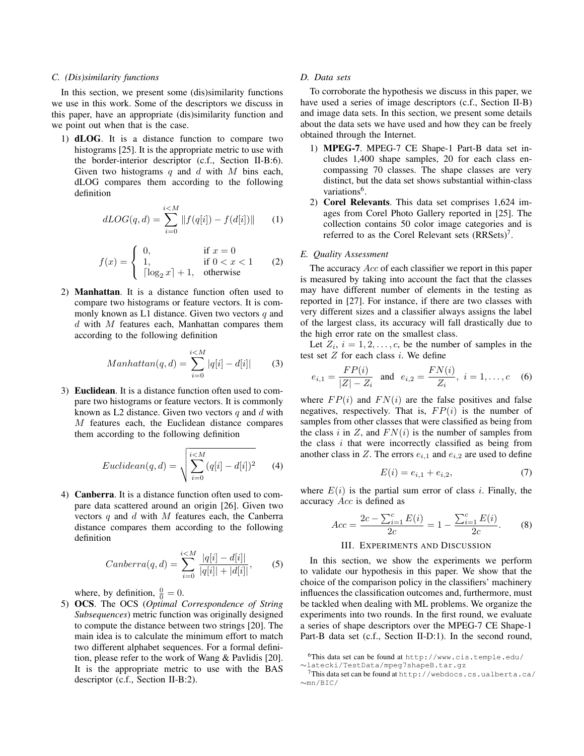### C. (Dis)similarity functions

In this section, we present some (dis)similarity functions we use in this work. Some of the descriptors we discuss in this paper, have an appropriate (dis)similarity function and we point out when that is the case.

1) **dLOG**. It is a distance function to compare two histograms [25]. It is the appropriate metric to use with the border-interior descriptor (c.f., Section II-B:6). Given two histograms $q$ and $d$ with $M$ bins each, dLOG compares them according to the following definition

$$dLOG(q,d) = \sum_{i=0}^{i<M} \|f(q[i]) - f(d[i])\| \quad (1)$$

$$f(x) = \begin{cases} 0, & \text{if } x = 0 \\ 1, & \text{if } 0 < x < 1 \\ \lceil \log_2 x \rceil + 1, & \text{otherwise} \end{cases} \quad (2)$$

2) **Manhattan**. It is a distance function often used to compare two histograms or feature vectors. It is commonly known as L1 distance. Given two vectors $q$ and $d$ with $M$ features each, Manhattan compares them according to the following definition

$$Manhattan(q,d) = \sum_{i=0}^{i<M} |q[i] - d[i]| \quad (3)$$

3) **Euclidean**. It is a distance function often used to compare two histograms or feature vectors. It is commonly known as L2 distance. Given two vectors $q$ and $d$ with $M$ features each, the Euclidean distance compares them according to the following definition

$$Euclidean(q,d) = \sqrt{\sum_{i=0}^{i<M} (q[i] - d[i])^2} \quad (4)$$

4) **Canberra**. It is a distance function often used to compare data scattered around an origin [26]. Given two vectors $q$ and $d$ with $M$ features each, the Canberra distance compares them according to the following definition

$$Canberra(q,d) = \sum_{i=0}^{i<M} \frac{|q[i] - d[i]|}{|q[i]| + |d[i]|}, \quad (5)$$

where, by definition, $\frac{0}{0} = 0$.

5) **OCS**. The OCS (*Optimal Correspondence of String Subsequences*) metric function was originally designed to compute the distance between two strings [20]. The main idea is to calculate the minimum effort to match two different alphabet sequences. For a formal definition, please refer to the work of Wang & Pavlidis [20]. It is the appropriate metric to use with the BAS descriptor (c.f., Section II-B:2).

### D. Data sets

To corroborate the hypothesis we discuss in this paper, we have used a series of image descriptors (c.f., Section II-B) and image data sets. In this section, we present some details about the data sets we have used and how they can be freely obtained through the Internet.

1) **MPEG-7**. MPEG-7 CE Shape-1 Part-B data set includes 1,400 shape samples, 20 for each class encompassing 70 classes. The shape classes are very distinct, but the data set shows substantial within-class variations[6].
2) **Corel Relevants**. This data set comprises 1,624 images from Corel Photo Gallery reported in [25]. The collection contains 50 color image categories and is referred to as the Corel Relevant sets (RRSets)[7].

### E. Quality Assessment

The accuracy $Acc$ of each classifier we report in this paper is measured by taking into account the fact that the classes may have different number of elements in the testing as reported in [27]. For instance, if there are two classes with very different sizes and a classifier always assigns the label of the largest class, its accuracy will fall drastically due to the high error rate on the smallest class.

Let $Z_i$, $i = 1, 2, \ldots, c$, be the number of samples in the test set $Z$ for each class $i$. We define

$$e_{i,1} = \frac{FP(i)}{|Z| - Z_i} \quad \text{and} \quad e_{i,2} = \frac{FN(i)}{Z_i}, \; i = 1, \ldots, c \quad (6)$$

where $FP(i)$ and $FN(i)$ are the false positives and false negatives, respectively. That is, $FP(i)$ is the number of samples from other classes that were classified as being from the class $i$ in $Z$, and $FN(i)$ is the number of samples from the class $i$ that were incorrectly classified as being from another class in $Z$. The errors $e_{i,1}$ and $e_{i,2}$ are used to define

$$E(i) = e_{i,1} + e_{i,2}, \quad (7)$$

where $E(i)$ is the partial sum error of class $i$. Finally, the accuracy $Acc$ is defined as

$$Acc = \frac{2c - \sum_{i=1}^{c} E(i)}{2c} = 1 - \frac{\sum_{i=1}^{c} E(i)}{2c}. \quad (8)$$

## III. Experiments and Discussion

In this section, we show the experiments we perform to validate our hypothesis in this paper. We show that the choice of the comparison policy in the classifiers' machinery influences the classification outcomes and, furthermore, must be tackled when dealing with ML problems. We organize the experiments into two rounds. In the first round, we evaluate a series of shape descriptors over the MPEG-7 CE Shape-1 Part-B data set (c.f., Section II-D:1). In the second round,

[6] This data set can be found at `http://www.cis.temple.edu/~latecki/TestData/mpeg7shapeB.tar.gz`

[7] This data set can be found at `http://webdocs.cs.ualberta.ca/~mn/BIC/`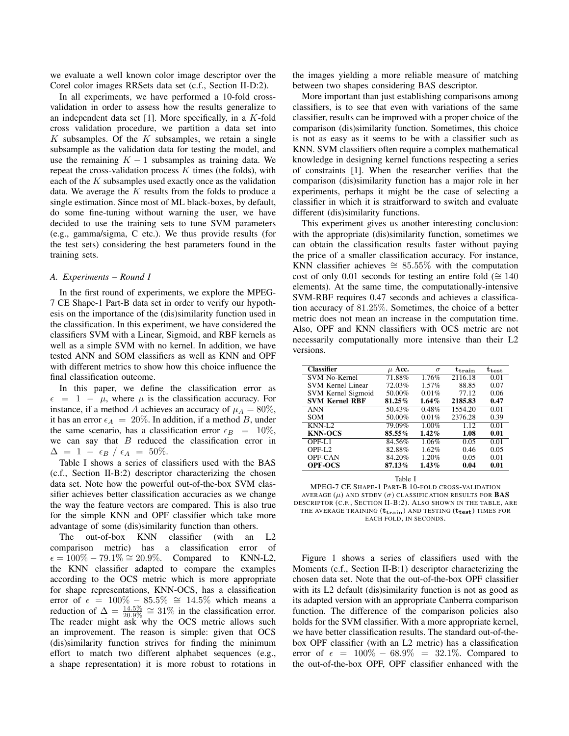we evaluate a well known color image descriptor over the Corel color images RRSets data set (c.f., Section II-D:2).

In all experiments, we have performed a 10-fold cross-validation in order to assess how the results generalize to an independent data set [1]. More specifically, in a $K$-fold cross validation procedure, we partition a data set into $K$ subsamples. Of the $K$ subsamples, we retain a single subsample as the validation data for testing the model, and use the remaining $K-1$ subsamples as training data. We repeat the cross-validation process $K$ times (the folds), with each of the $K$ subsamples used exactly once as the validation data. We average the $K$ results from the folds to produce a single estimation. Since most of ML black-boxes, by default, do some fine-tuning without warning the user, we have decided to use the training sets to tune SVM parameters (e.g., gamma/sigma, C etc.). We thus provide results (for the test sets) considering the best parameters found in the training sets.

### A. Experiments – Round I

In the first round of experiments, we explore the MPEG-7 CE Shape-1 Part-B data set in order to verify our hypothesis on the importance of the (dis)similarity function used in the classification. In this experiment, we have considered the classifiers SVM with a Linear, Sigmoid, and RBF kernels as well as a simple SVM with no kernel. In addition, we have tested ANN and SOM classifiers as well as KNN and OPF with different metrics to show how this choice influence the final classification outcome.

In this paper, we define the classification error as $\epsilon = 1 - \mu$, where $\mu$ is the classification accuracy. For instance, if a method $A$ achieves an accuracy of $\mu_A = 80\%$, it has an error $\epsilon_A = 20\%$. In addition, if a method $B$, under the same scenario, has a classification error $\epsilon_B = 10\%$, we can say that $B$ reduced the classification error in $\Delta = 1 - \epsilon_B / \epsilon_A = 50\%$.

Table I shows a series of classifiers used with the BAS (c.f., Section II-B:2) descriptor characterizing the chosen data set. Note how the powerful out-of-the-box SVM classifier achieves better classification accuracies as we change the way the feature vectors are compared. This is also true for the simple KNN and OPF classifier which take more advantage of some (dis)similarity function than others.

The out-of-box KNN classifier (with an L2 comparison metric) has a classification error of $\epsilon = 100\% - 79.1\% \cong 20.9\%$. Compared to KNN-L2, the KNN classifier adapted to compare the examples according to the OCS metric which is more appropriate for shape representations, KNN-OCS, has a classification error of $\epsilon = 100\% - 85.5\% \cong 14.5\%$ which means a reduction of $\Delta = \frac{14.5\%}{20.9\%} \cong 31\%$ in the classification error. The reader might ask why the OCS metric allows such an improvement. The reason is simple: given that OCS (dis)similarity function strives for finding the minimum effort to match two different alphabet sequences (e.g., a shape representation) it is more robust to rotations in the images yielding a more reliable measure of matching between two shapes considering BAS descriptor.

More important than just establishing comparisons among classifiers, is to see that even with variations of the same classifier, results can be improved with a proper choice of the comparison (dis)similarity function. Sometimes, this choice is not as easy as it seems to be with a classifier such as KNN. SVM classifiers often require a complex mathematical knowledge in designing kernel functions respecting a series of constraints [1]. When the researcher verifies that the comparison (dis)similarity function has a major role in her experiments, perhaps it might be the case of selecting a classifier in which it is straitforward to switch and evaluate different (dis)similarity functions.

This experiment gives us another interesting conclusion: with the appropriate (dis)similarity function, sometimes we can obtain the classification results faster without paying the price of a smaller classification accuracy. For instance, KNN classifier achieves $\cong 85.55\%$ with the computation cost of only 0.01 seconds for testing an entire fold ($\cong 140$ elements). At the same time, the computationally-intensive SVM-RBF requires 0.47 seconds and achieves a classification accuracy of $81.25\%$. Sometimes, the choice of a better metric does not mean an increase in the computation time. Also, OPF and KNN classifiers with OCS metric are not necessarily computationally more intensive than their L2 versions.

| Classifier | $\mu$ Acc. | $\sigma$ | $\mathbf{t_{train}}$ | $\mathbf{t_{test}}$ |
|---|---|---|---|---|
| SVM No-Kernel | 71.88% | 1.76% | 2116.18 | 0.01 |
| SVM Kernel Linear | 72.03% | 1.57% | 88.85 | 0.07 |
| SVM Kernel Sigmoid | 50.00% | 0.01% | 77.12 | 0.06 |
| **SVM Kernel RBF** | **81.25%** | **1.64%** | **2185.83** | **0.47** |
| ANN | 50.43% | 0.48% | 1554.20 | 0.01 |
| SOM | 50.00% | 0.01% | 2376.28 | 0.39 |
| KNN-L2 | 79.09% | 1.00% | 1.12 | 0.01 |
| **KNN-OCS** | **85.55%** | **1.42%** | **1.08** | **0.01** |
| OPF-L1 | 84.56% | 1.06% | 0.05 | 0.01 |
| OPF-L2 | 82.88% | 1.62% | 0.46 | 0.05 |
| OPF-CAN | 84.20% | 1.20% | 0.05 | 0.01 |
| **OPF-OCS** | **87.13%** | **1.43%** | **0.04** | **0.01** |

Table I

MPEG-7 CE SHAPE-1 PART-B 10-FOLD CROSS-VALIDATION AVERAGE ($\mu$) AND STDEV ($\sigma$) CLASSIFICATION RESULTS FOR **BAS** DESCRIPTOR (C.F., SECTION II-B:2). ALSO SHOWN IN THE TABLE, ARE THE AVERAGE TRAINING ($\mathbf{t_{train}}$) AND TESTING ($\mathbf{t_{test}}$) TIMES FOR EACH FOLD, IN SECONDS.

Figure 1 shows a series of classifiers used with the Moments (c.f., Section II-B:1) descriptor characterizing the chosen data set. Note that the out-of-the-box OPF classifier with its L2 default (dis)similarity function is not as good as its adapted version with an appropriate Canberra comparison function. The difference of the comparison policies also holds for the SVM classifier. With a more appropriate kernel, we have better classification results. The standard out-of-the-box OPF classifier (with an L2 metric) has a classification error of $\epsilon = 100\% - 68.9\% = 32.1\%$. Compared to the out-of-the-box OPF, OPF classifier enhanced with the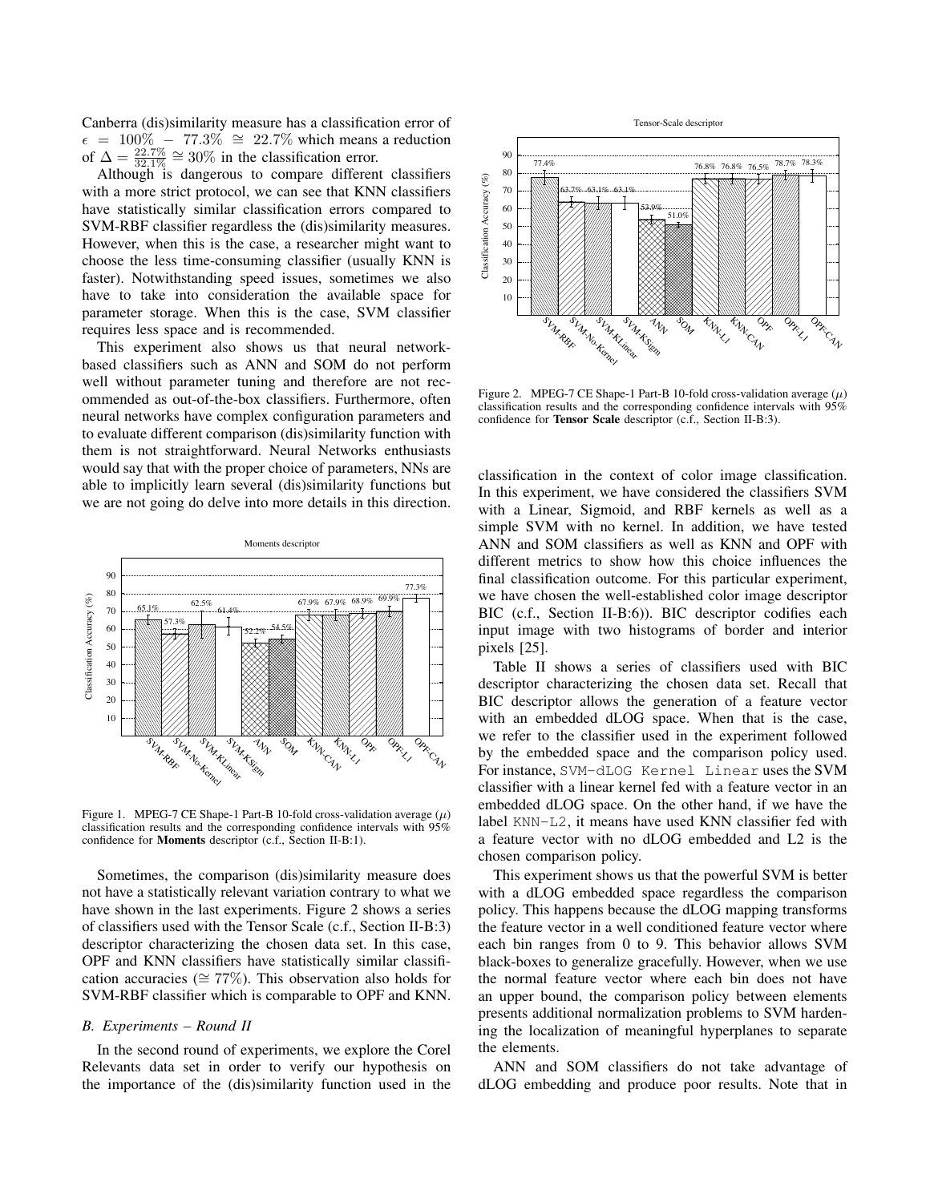Canberra (dis)similarity measure has a classification error of $\epsilon = 100\% - 77.3\% \cong 22.7\%$ which means a reduction of $\Delta = \frac{22.7\%}{32.1\%} \cong 30\%$ in the classification error.

Although is dangerous to compare different classifiers with a more strict protocol, we can see that KNN classifiers have statistically similar classification errors compared to SVM-RBF classifier regardless the (dis)similarity measures. However, when this is the case, a researcher might want to choose the less time-consuming classifier (usually KNN is faster). Notwithstanding speed issues, sometimes we also have to take into consideration the available space for parameter storage. When this is the case, SVM classifier requires less space and is recommended.

This experiment also shows us that neural network-based classifiers such as ANN and SOM do not perform well without parameter tuning and therefore are not recommended as out-of-the-box classifiers. Furthermore, often neural networks have complex configuration parameters and to evaluate different comparison (dis)similarity function with them is not straightforward. Neural Networks enthusiasts would say that with the proper choice of parameters, NNs are able to implicitly learn several (dis)similarity functions but we are not going do delve into more details in this direction.

Figure 1. MPEG-7 CE Shape-1 Part-B 10-fold cross-validation average ($\mu$) classification results and the corresponding confidence intervals with 95% confidence for **Moments** descriptor (c.f., Section II-B:1).

Sometimes, the comparison (dis)similarity measure does not have a statistically relevant variation contrary to what we have shown in the last experiments. Figure 2 shows a series of classifiers used with the Tensor Scale (c.f., Section II-B:3) descriptor characterizing the chosen data set. In this case, OPF and KNN classifiers have statistically similar classification accuracies ($\cong 77\%$). This observation also holds for SVM-RBF classifier which is comparable to OPF and KNN.

### *B. Experiments – Round II*

In the second round of experiments, we explore the Corel Relevants data set in order to verify our hypothesis on the importance of the (dis)similarity function used in the classification in the context of color image classification. In this experiment, we have considered the classifiers SVM with a Linear, Sigmoid, and RBF kernels as well as a simple SVM with no kernel. In addition, we have tested ANN and SOM classifiers as well as KNN and OPF with different metrics to show how this choice influences the final classification outcome. For this particular experiment, we have chosen the well-established color image descriptor BIC (c.f., Section II-B:6)). BIC descriptor codifies each input image with two histograms of border and interior pixels [25].

Figure 2. MPEG-7 CE Shape-1 Part-B 10-fold cross-validation average ($\mu$) classification results and the corresponding confidence intervals with 95% confidence for **Tensor Scale** descriptor (c.f., Section II-B:3).

Table II shows a series of classifiers used with BIC descriptor characterizing the chosen data set. Recall that BIC descriptor allows the generation of a feature vector with an embedded dLOG space. When that is the case, we refer to the classifier used in the experiment followed by the embedded space and the comparison policy used. For instance, `SVM-dLOG Kernel Linear` uses the SVM classifier with a linear kernel fed with a feature vector in an embedded dLOG space. On the other hand, if we have the label `KNN-L2`, it means have used KNN classifier fed with a feature vector with no dLOG embedded and L2 is the chosen comparison policy.

This experiment shows us that the powerful SVM is better with a dLOG embedded space regardless the comparison policy. This happens because the dLOG mapping transforms the feature vector in a well conditioned feature vector where each bin ranges from 0 to 9. This behavior allows SVM black-boxes to generalize gracefully. However, when we use the normal feature vector where each bin does not have an upper bound, the comparison policy between elements presents additional normalization problems to SVM hardening the localization of meaningful hyperplanes to separate the elements.

ANN and SOM classifiers do not take advantage of dLOG embedding and produce poor results. Note that in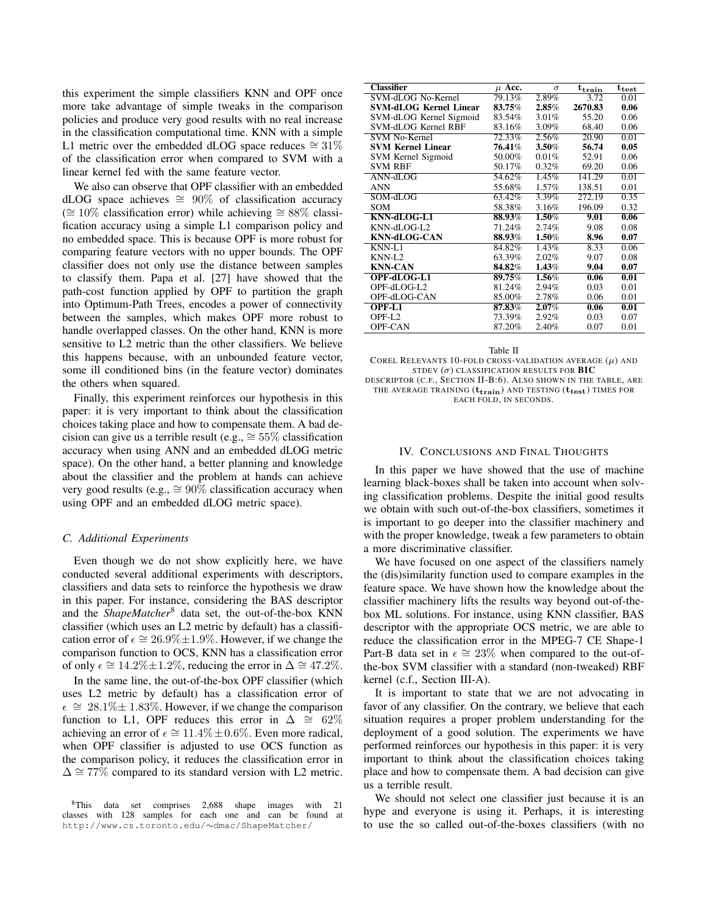this experiment the simple classifiers KNN and OPF once more take advantage of simple tweaks in the comparison policies and produce very good results with no real increase in the classification computational time. KNN with a simple L1 metric over the embedded dLOG space reduces $\cong 31\%$ of the classification error when compared to SVM with a linear kernel fed with the same feature vector.

We also can observe that OPF classifier with an embedded dLOG space achieves $\cong$ 90% of classification accuracy ($\cong 10\%$ classification error) while achieving $\cong 88\%$ classification accuracy using a simple L1 comparison policy and no embedded space. This is because OPF is more robust for comparing feature vectors with no upper bounds. The OPF classifier does not only use the distance between samples to classify them. Papa et al. [27] have showed that the path-cost function applied by OPF to partition the graph into Optimum-Path Trees, encodes a power of connectivity between the samples, which makes OPF more robust to handle overlapped classes. On the other hand, KNN is more sensitive to L2 metric than the other classifiers. We believe this happens because, with an unbounded feature vector, some ill conditioned bins (in the feature vector) dominates the others when squared.

Finally, this experiment reinforces our hypothesis in this paper: it is very important to think about the classification choices taking place and how to compensate them. A bad decision can give us a terrible result (e.g., $\cong 55\%$ classification accuracy when using ANN and an embedded dLOG metric space). On the other hand, a better planning and knowledge about the classifier and the problem at hands can achieve very good results (e.g., $\cong 90\%$ classification accuracy when using OPF and an embedded dLOG metric space).

### C. Additional Experiments

Even though we do not show explicitly here, we have conducted several additional experiments with descriptors, classifiers and data sets to reinforce the hypothesis we draw in this paper. For instance, considering the BAS descriptor and the *ShapeMatcher*[8] data set, the out-of-the-box KNN classifier (which uses an L2 metric by default) has a classification error of $\epsilon \cong 26.9\% \pm 1.9\%$. However, if we change the comparison function to OCS, KNN has a classification error of only $\epsilon \cong 14.2\% \pm 1.2\%$, reducing the error in $\Delta \cong 47.2\%$.

In the same line, the out-of-the-box OPF classifier (which uses L2 metric by default) has a classification error of $\epsilon \cong 28.1\% \pm 1.83\%$. However, if we change the comparison function to L1, OPF reduces this error in $\Delta \cong 62\%$ achieving an error of $\epsilon \cong 11.4\% \pm 0.6\%$. Even more radical, when OPF classifier is adjusted to use OCS function as the comparison policy, it reduces the classification error in $\Delta \cong 77\%$ compared to its standard version with L2 metric.

[8]This data set comprises 2,688 shape images with 21 classes with 128 samples for each one and can be found at http://www.cs.toronto.edu/~dmac/ShapeMatcher/

| Classifier | $\mu$ Acc. | $\sigma$ | $t_{train}$ | $t_{test}$ |
|---|---|---|---|---|
| SVM-dLOG No-Kernel | 79.13% | 2.89% | 3.72 | 0.01 |
| **SVM-dLOG Kernel Linear** | **83.75%** | **2.85%** | **2670.83** | **0.06** |
| SVM-dLOG Kernel Sigmoid | 83.54% | 3.01% | 55.20 | 0.06 |
| SVM-dLOG Kernel RBF | 83.16% | 3.09% | 68.40 | 0.06 |
| SVM No-Kernel | 72.33% | 2.56% | 20.90 | 0.01 |
| **SVM Kernel Linear** | **76.41%** | **3.50%** | **56.74** | **0.05** |
| SVM Kernel Sigmoid | 50.00% | 0.01% | 52.91 | 0.06 |
| SVM RBF | 50.17% | 0.32% | 69.20 | 0.06 |
| ANN-dLOG | 54.62% | 1.45% | 141.29 | 0.01 |
| ANN | 55.68% | 1.57% | 138.51 | 0.01 |
| SOM-dLOG | 63.42% | 3.39% | 272.19 | 0.35 |
| SOM | 58.38% | 3.16% | 196.09 | 0.32 |
| **KNN-dLOG-L1** | **88.93%** | **1.50%** | **9.01** | **0.06** |
| KNN-dLOG-L2 | 71.24% | 2.74% | 9.08 | 0.08 |
| **KNN-dLOG-CAN** | **88.93%** | **1.50%** | **8.96** | **0.07** |
| KNN-L1 | 84.82% | 1.43% | 8.33 | 0.06 |
| KNN-L2 | 63.39% | 2.02% | 9.07 | 0.08 |
| **KNN-CAN** | **84.82%** | **1.43%** | **9.04** | **0.07** |
| **OPF-dLOG-L1** | **89.75%** | **1.56%** | **0.06** | **0.01** |
| OPF-dLOG-L2 | 81.24% | 2.94% | 0.03 | 0.01 |
| OPF-dLOG-CAN | 85.00% | 2.78% | 0.06 | 0.01 |
| **OPF-L1** | **87.83%** | **2.07%** | **0.06** | **0.01** |
| OPF-L2 | 73.39% | 2.92% | 0.03 | 0.07 |
| OPF-CAN | 87.20% | 2.40% | 0.07 | 0.01 |

Table II
COREL RELEVANTS 10-FOLD CROSS-VALIDATION AVERAGE ($\mu$) AND STDEV ($\sigma$) CLASSIFICATION RESULTS FOR **BIC** DESCRIPTOR (C.F., SECTION II-B:6). ALSO SHOWN IN THE TABLE, ARE THE AVERAGE TRAINING ($t_{train}$) AND TESTING ($t_{test}$) TIMES FOR EACH FOLD, IN SECONDS.

## IV. CONCLUSIONS AND FINAL THOUGHTS

In this paper we have showed that the use of machine learning black-boxes shall be taken into account when solving classification problems. Despite the initial good results we obtain with such out-of-the-box classifiers, sometimes it is important to go deeper into the classifier machinery and with the proper knowledge, tweak a few parameters to obtain a more discriminative classifier.

We have focused on one aspect of the classifiers namely the (dis)similarity function used to compare examples in the feature space. We have shown how the knowledge about the classifier machinery lifts the results way beyond out-of-the-box ML solutions. For instance, using KNN classifier, BAS descriptor with the appropriate OCS metric, we are able to reduce the classification error in the MPEG-7 CE Shape-1 Part-B data set in $\epsilon \cong 23\%$ when compared to the out-of-the-box SVM classifier with a standard (non-tweaked) RBF kernel (c.f., Section III-A).

It is important to state that we are not advocating in favor of any classifier. On the contrary, we believe that each situation requires a proper problem understanding for the deployment of a good solution. The experiments we have performed reinforces our hypothesis in this paper: it is very important to think about the classification choices taking place and how to compensate them. A bad decision can give us a terrible result.

We should not select one classifier just because it is an hype and everyone is using it. Perhaps, it is interesting to use the so called out-of-the-boxes classifiers (with no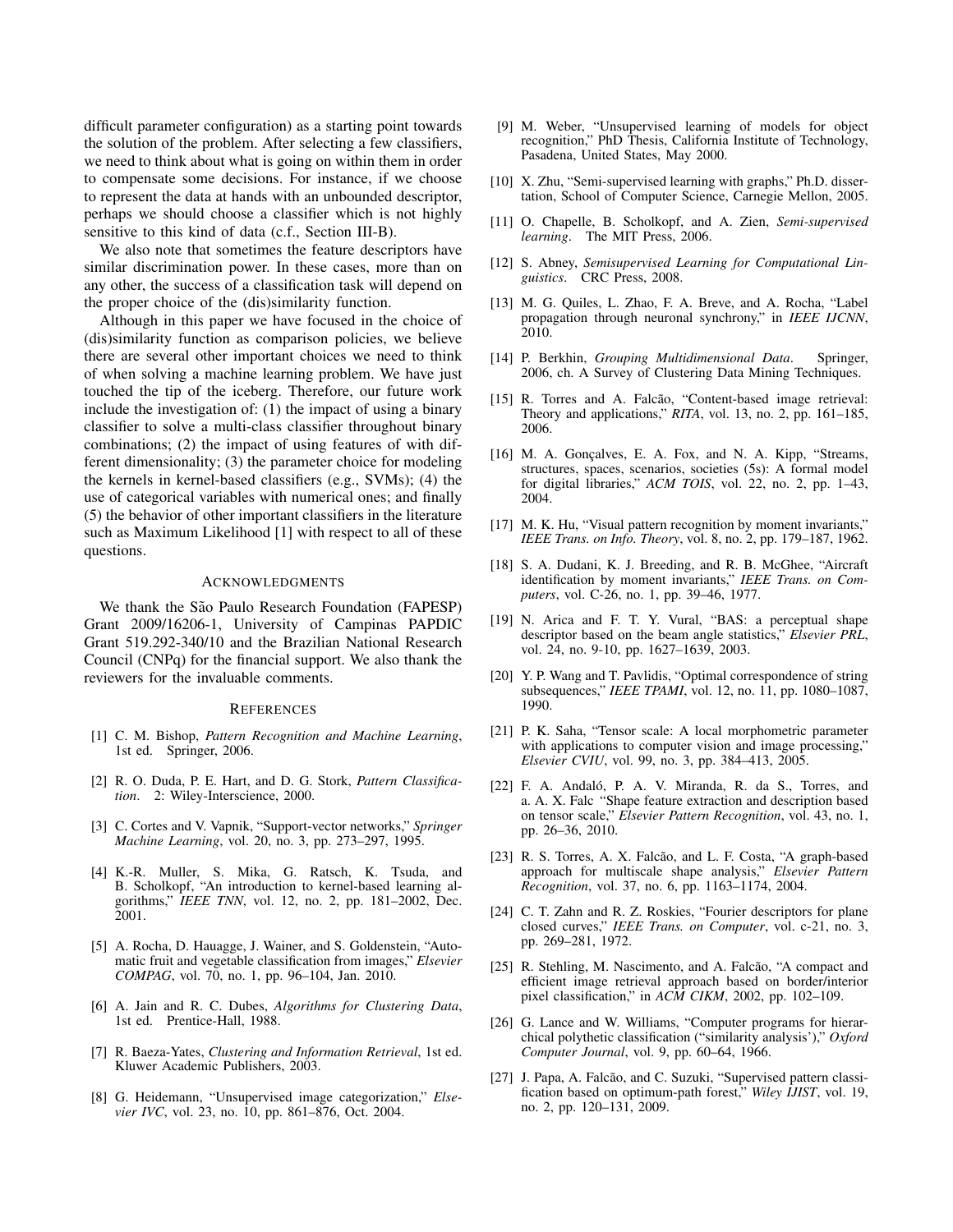difficult parameter configuration) as a starting point towards the solution of the problem. After selecting a few classifiers, we need to think about what is going on within them in order to compensate some decisions. For instance, if we choose to represent the data at hands with an unbounded descriptor, perhaps we should choose a classifier which is not highly sensitive to this kind of data (c.f., Section III-B).

We also note that sometimes the feature descriptors have similar discrimination power. In these cases, more than on any other, the success of a classification task will depend on the proper choice of the (dis)similarity function.

Although in this paper we have focused in the choice of (dis)similarity function as comparison policies, we believe there are several other important choices we need to think of when solving a machine learning problem. We have just touched the tip of the iceberg. Therefore, our future work include the investigation of: (1) the impact of using a binary classifier to solve a multi-class classifier throughout binary combinations; (2) the impact of using features of with different dimensionality; (3) the parameter choice for modeling the kernels in kernel-based classifiers (e.g., SVMs); (4) the use of categorical variables with numerical ones; and finally (5) the behavior of other important classifiers in the literature such as Maximum Likelihood [1] with respect to all of these questions.

## Acknowledgments

We thank the São Paulo Research Foundation (FAPESP) Grant 2009/16206-1, University of Campinas PAPDIC Grant 519.292-340/10 and the Brazilian National Research Council (CNPq) for the financial support. We also thank the reviewers for the invaluable comments.

## References

[1] C. M. Bishop, *Pattern Recognition and Machine Learning*, 1st ed. Springer, 2006.

[2] R. O. Duda, P. E. Hart, and D. G. Stork, *Pattern Classification*. 2: Wiley-Interscience, 2000.

[3] C. Cortes and V. Vapnik, "Support-vector networks," *Springer Machine Learning*, vol. 20, no. 3, pp. 273–297, 1995.

[4] K.-R. Muller, S. Mika, G. Ratsch, K. Tsuda, and B. Scholkopf, "An introduction to kernel-based learning algorithms," *IEEE TNN*, vol. 12, no. 2, pp. 181–2002, Dec. 2001.

[5] A. Rocha, D. Hauagge, J. Wainer, and S. Goldenstein, "Automatic fruit and vegetable classification from images," *Elsevier COMPAG*, vol. 70, no. 1, pp. 96–104, Jan. 2010.

[6] A. Jain and R. C. Dubes, *Algorithms for Clustering Data*, 1st ed. Prentice-Hall, 1988.

[7] R. Baeza-Yates, *Clustering and Information Retrieval*, 1st ed. Kluwer Academic Publishers, 2003.

[8] G. Heidemann, "Unsupervised image categorization," *Elsevier IVC*, vol. 23, no. 10, pp. 861–876, Oct. 2004.

[9] M. Weber, "Unsupervised learning of models for object recognition," PhD Thesis, California Institute of Technology, Pasadena, United States, May 2000.

[10] X. Zhu, "Semi-supervised learning with graphs," Ph.D. dissertation, School of Computer Science, Carnegie Mellon, 2005.

[11] O. Chapelle, B. Scholkopf, and A. Zien, *Semi-supervised learning*. The MIT Press, 2006.

[12] S. Abney, *Semisupervised Learning for Computational Linguistics*. CRC Press, 2008.

[13] M. G. Quiles, L. Zhao, F. A. Breve, and A. Rocha, "Label propagation through neuronal synchrony," in *IEEE IJCNN*, 2010.

[14] P. Berkhin, *Grouping Multidimensional Data*. Springer, 2006, ch. A Survey of Clustering Data Mining Techniques.

[15] R. Torres and A. Falcão, "Content-based image retrieval: Theory and applications," *RITA*, vol. 13, no. 2, pp. 161–185, 2006.

[16] M. A. Gonçalves, E. A. Fox, and N. A. Kipp, "Streams, structures, spaces, scenarios, societies (5s): A formal model for digital libraries," *ACM TOIS*, vol. 22, no. 2, pp. 1–43, 2004.

[17] M. K. Hu, "Visual pattern recognition by moment invariants," *IEEE Trans. on Info. Theory*, vol. 8, no. 2, pp. 179–187, 1962.

[18] S. A. Dudani, K. J. Breeding, and R. B. McGhee, "Aircraft identification by moment invariants," *IEEE Trans. on Computers*, vol. C-26, no. 1, pp. 39–46, 1977.

[19] N. Arica and F. T. Y. Vural, "BAS: a perceptual shape descriptor based on the beam angle statistics," *Elsevier PRL*, vol. 24, no. 9-10, pp. 1627–1639, 2003.

[20] Y. P. Wang and T. Pavlidis, "Optimal correspondence of string subsequences," *IEEE TPAMI*, vol. 12, no. 11, pp. 1080–1087, 1990.

[21] P. K. Saha, "Tensor scale: A local morphometric parameter with applications to computer vision and image processing," *Elsevier CVIU*, vol. 99, no. 3, pp. 384–413, 2005.

[22] F. A. Andaló, P. A. V. Miranda, R. da S., Torres, and a. A. X. Falc "Shape feature extraction and description based on tensor scale," *Elsevier Pattern Recognition*, vol. 43, no. 1, pp. 26–36, 2010.

[23] R. S. Torres, A. X. Falcão, and L. F. Costa, "A graph-based approach for multiscale shape analysis," *Elsevier Pattern Recognition*, vol. 37, no. 6, pp. 1163–1174, 2004.

[24] C. T. Zahn and R. Z. Roskies, "Fourier descriptors for plane closed curves," *IEEE Trans. on Computer*, vol. c-21, no. 3, pp. 269–281, 1972.

[25] R. Stehling, M. Nascimento, and A. Falcão, "A compact and efficient image retrieval approach based on border/interior pixel classification," in *ACM CIKM*, 2002, pp. 102–109.

[26] G. Lance and W. Williams, "Computer programs for hierarchical polythetic classification ("similarity analysis')," *Oxford Computer Journal*, vol. 9, pp. 60–64, 1966.

[27] J. Papa, A. Falcão, and C. Suzuki, "Supervised pattern classification based on optimum-path forest," *Wiley IJIST*, vol. 19, no. 2, pp. 120–131, 2009.